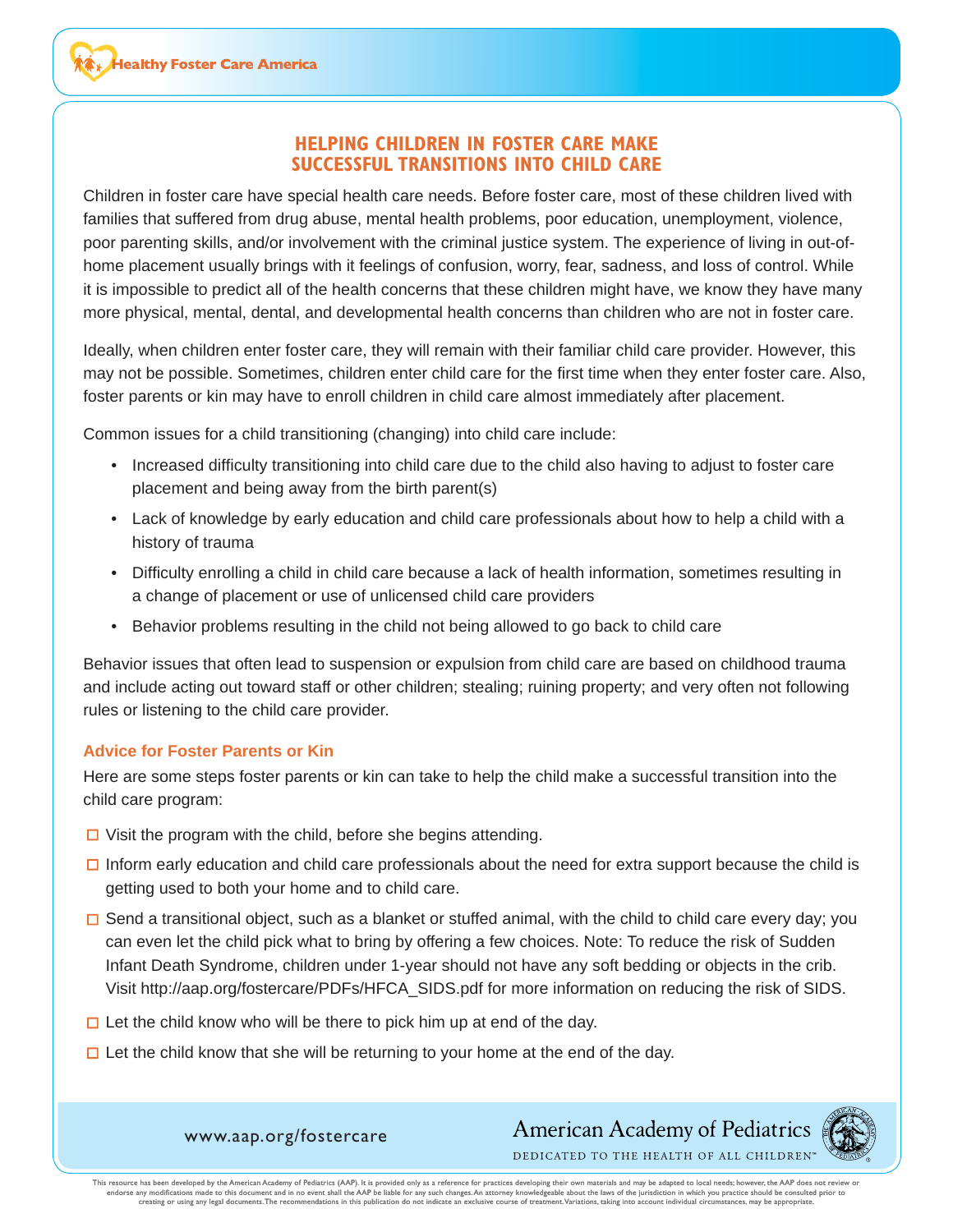# HELPING CHILDREN IN FOSTER CARE MAKE SUCCESSFUL TRANSITIONS INTO CHILD CARE

Children in foster care have special health care needs. Before foster care, most of these children lived with families that suffered from drug abuse, mental health problems, poor education, unemployment, violence, poor parenting skills, and/or involvement with the criminal justice system. The experience of living in out-of-home placement usually brings with it feelings of confusion, worry, fear, sadness, and loss of control. While it is impossible to predict all of the health concerns that these children might have, we know they have many more physical, mental, dental, and developmental health concerns than children who are not in foster care.

Ideally, when children enter foster care, they will remain with their familiar child care provider. However, this may not be possible. Sometimes, children enter child care for the first time when they enter foster care. Also, foster parents or kin may have to enroll children in child care almost immediately after placement.

Common issues for a child transitioning (changing) into child care include:

- Increased difficulty transitioning into child care due to the child also having to adjust to foster care placement and being away from the birth parent(s)
- Lack of knowledge by early education and child care professionals about how to help a child with a history of trauma
- Difficulty enrolling a child in child care because a lack of health information, sometimes resulting in a change of placement or use of unlicensed child care providers
- Behavior problems resulting in the child not being allowed to go back to child care

Behavior issues that often lead to suspension or expulsion from child care are based on childhood trauma and include acting out toward staff or other children; stealing; ruining property; and very often not following rules or listening to the child care provider.

### Advice for Foster Parents or Kin

Here are some steps foster parents or kin can take to help the child make a successful transition into the child care program:

- ☐ Visit the program with the child, before she begins attending.
- ☐ Inform early education and child care professionals about the need for extra support because the child is getting used to both your home and to child care.
- ☐ Send a transitional object, such as a blanket or stuffed animal, with the child to child care every day; you can even let the child pick what to bring by offering a few choices. Note: To reduce the risk of Sudden Infant Death Syndrome, children under 1-year should not have any soft bedding or objects in the crib. Visit http://aap.org/fostercare/PDFs/HFCA_SIDS.pdf for more information on reducing the risk of SIDS.
- ☐ Let the child know who will be there to pick him up at end of the day.
- ☐ Let the child know that she will be returning to your home at the end of the day.

www.aap.org/fostercare

American Academy of Pediatrics
DEDICATED TO THE HEALTH OF ALL CHILDREN™

This resource has been developed by the American Academy of Pediatrics (AAP). It is provided only as a reference for practices developing their own materials and may be adapted to local needs; however, the AAP does not review or endorse any modifications made to this document and in no event shall the AAP be liable for any such changes. An attorney knowledgeable about the laws of the jurisdiction in which you practice should be consulted prior to creating or using any legal documents. The recommendations in this publication do not indicate an exclusive course of treatment. Variations, taking into account individual circumstances, may be appropriate.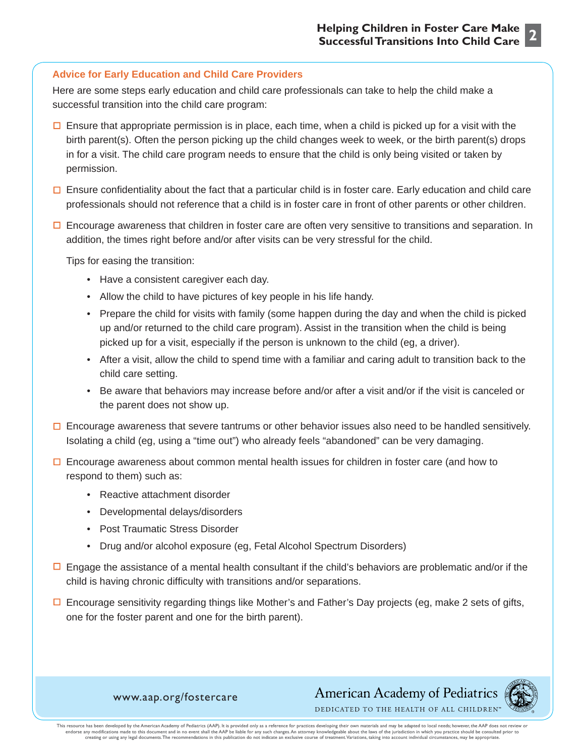### Advice for Early Education and Child Care Providers

Here are some steps early education and child care professionals can take to help the child make a successful transition into the child care program:

- Ensure that appropriate permission is in place, each time, when a child is picked up for a visit with the birth parent(s). Often the person picking up the child changes week to week, or the birth parent(s) drops in for a visit. The child care program needs to ensure that the child is only being visited or taken by permission.
- Ensure confidentiality about the fact that a particular child is in foster care. Early education and child care professionals should not reference that a child is in foster care in front of other parents or other children.
- Encourage awareness that children in foster care are often very sensitive to transitions and separation. In addition, the times right before and/or after visits can be very stressful for the child.

  Tips for easing the transition:

  - Have a consistent caregiver each day.
  - Allow the child to have pictures of key people in his life handy.
  - Prepare the child for visits with family (some happen during the day and when the child is picked up and/or returned to the child care program). Assist in the transition when the child is being picked up for a visit, especially if the person is unknown to the child (eg, a driver).
  - After a visit, allow the child to spend time with a familiar and caring adult to transition back to the child care setting.
  - Be aware that behaviors may increase before and/or after a visit and/or if the visit is canceled or the parent does not show up.
- Encourage awareness that severe tantrums or other behavior issues also need to be handled sensitively. Isolating a child (eg, using a "time out") who already feels "abandoned" can be very damaging.
- Encourage awareness about common mental health issues for children in foster care (and how to respond to them) such as:
  - Reactive attachment disorder
  - Developmental delays/disorders
  - Post Traumatic Stress Disorder
  - Drug and/or alcohol exposure (eg, Fetal Alcohol Spectrum Disorders)
- Engage the assistance of a mental health consultant if the child's behaviors are problematic and/or if the child is having chronic difficulty with transitions and/or separations.
- Encourage sensitivity regarding things like Mother's and Father's Day projects (eg, make 2 sets of gifts, one for the foster parent and one for the birth parent).

www.aap.org/fostercare

American Academy of Pediatrics
DEDICATED TO THE HEALTH OF ALL CHILDREN™

This resource has been developed by the American Academy of Pediatrics (AAP). It is provided only as a reference for practices developing their own materials and may be adapted to local needs; however, the AAP does not review or endorse any modifications made to this document and in no event shall the AAP be liable for any such changes. An attorney knowledgeable about the laws of the jurisdiction in which you practice should be consulted prior to creating or using any legal documents. The recommendations in this publication do not indicate an exclusive course of treatment. Variations, taking into account individual circumstances, may be appropriate.